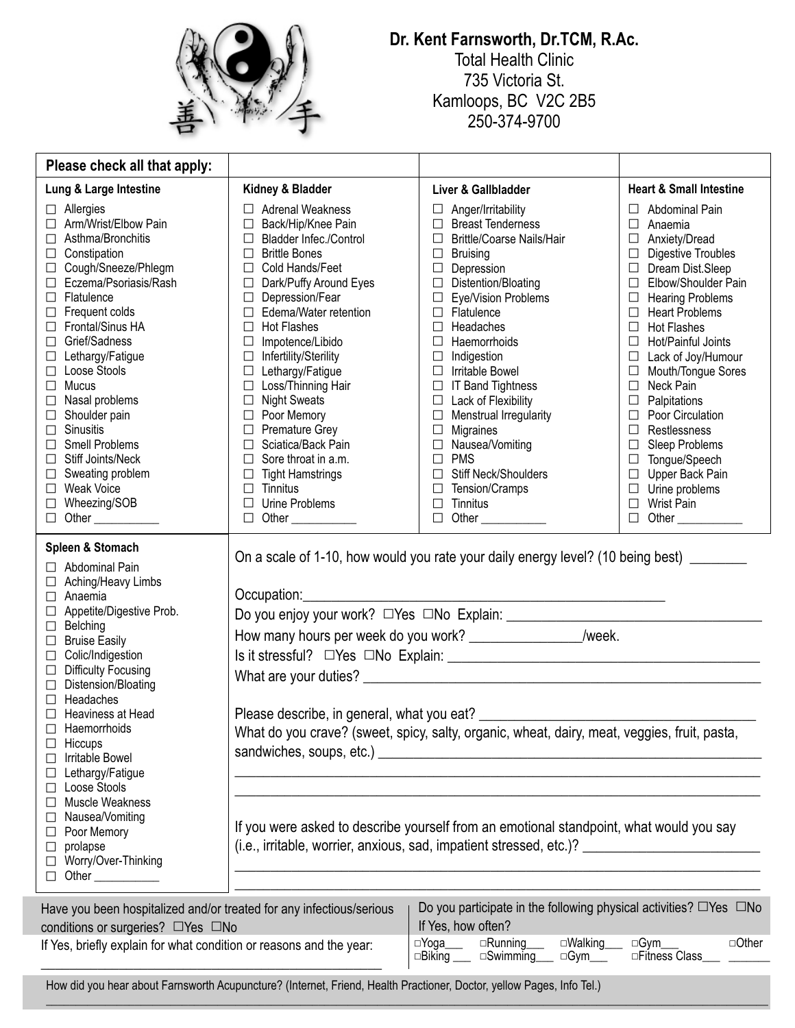**Dr. Kent Farnsworth, Dr.TCM, R.Ac.**
Total Health Clinic
735 Victoria St.
Kamloops, BC V2C 2B5
250-374-9700

**Please check all that apply:**

| Lung & Large Intestine | Kidney & Bladder | Liver & Gallbladder | Heart & Small Intestine |
|---|---|---|---|
| ☐ Allergies | ☐ Adrenal Weakness | ☐ Anger/Irritability | ☐ Abdominal Pain |
| ☐ Arm/Wrist/Elbow Pain | ☐ Back/Hip/Knee Pain | ☐ Breast Tenderness | ☐ Anaemia |
| ☐ Asthma/Bronchitis | ☐ Bladder Infec./Control | ☐ Brittle/Coarse Nails/Hair | ☐ Anxiety/Dread |
| ☐ Constipation | ☐ Brittle Bones | ☐ Bruising | ☐ Digestive Troubles |
| ☐ Cough/Sneeze/Phlegm | ☐ Cold Hands/Feet | ☐ Depression | ☐ Dream Dist.Sleep |
| ☐ Eczema/Psoriasis/Rash | ☐ Dark/Puffy Around Eyes | ☐ Distention/Bloating | ☐ Elbow/Shoulder Pain |
| ☐ Flatulence | ☐ Depression/Fear | ☐ Eye/Vision Problems | ☐ Hearing Problems |
| ☐ Frequent colds | ☐ Edema/Water retention | ☐ Flatulence | ☐ Heart Problems |
| ☐ Frontal/Sinus HA | ☐ Hot Flashes | ☐ Headaches | ☐ Hot Flashes |
| ☐ Grief/Sadness | ☐ Impotence/Libido | ☐ Haemorrhoids | ☐ Hot/Painful Joints |
| ☐ Lethargy/Fatigue | ☐ Infertility/Sterility | ☐ Indigestion | ☐ Lack of Joy/Humour |
| ☐ Loose Stools | ☐ Lethargy/Fatigue | ☐ Irritable Bowel | ☐ Mouth/Tongue Sores |
| ☐ Mucus | ☐ Loss/Thinning Hair | ☐ IT Band Tightness | ☐ Neck Pain |
| ☐ Nasal problems | ☐ Night Sweats | ☐ Lack of Flexibility | ☐ Palpitations |
| ☐ Shoulder pain | ☐ Poor Memory | ☐ Menstrual Irregularity | ☐ Poor Circulation |
| ☐ Sinusitis | ☐ Premature Grey | ☐ Migraines | ☐ Restlessness |
| ☐ Smell Problems | ☐ Sciatica/Back Pain | ☐ Nausea/Vomiting | ☐ Sleep Problems |
| ☐ Stiff Joints/Neck | ☐ Sore throat in a.m. | ☐ PMS | ☐ Tongue/Speech |
| ☐ Sweating problem | ☐ Tight Hamstrings | ☐ Stiff Neck/Shoulders | ☐ Upper Back Pain |
| ☐ Weak Voice | ☐ Tinnitus | ☐ Tension/Cramps | ☐ Urine problems |
| ☐ Wheezing/SOB | ☐ Urine Problems | ☐ Tinnitus | ☐ Wrist Pain |
| ☐ Other ___________ | ☐ Other ___________ | ☐ Other ___________ | ☐ Other ___________ |

**Spleen & Stomach**

- ☐ Abdominal Pain
- ☐ Aching/Heavy Limbs
- ☐ Anaemia
- ☐ Appetite/Digestive Prob.
- ☐ Belching
- ☐ Bruise Easily
- ☐ Colic/Indigestion
- ☐ Difficulty Focusing
- ☐ Distension/Bloating
- ☐ Headaches
- ☐ Heaviness at Head
- ☐ Haemorrhoids
- ☐ Hiccups
- ☐ Irritable Bowel
- ☐ Lethargy/Fatigue
- ☐ Loose Stools
- ☐ Muscle Weakness
- ☐ Nausea/Vomiting
- ☐ Poor Memory
- ☐ prolapse
- ☐ Worry/Over-Thinking
- ☐ Other ___________

On a scale of 1-10, how would you rate your daily energy level? (10 being best) ________

Occupation:_______________________________________________

Do you enjoy your work? ☐Yes ☐No Explain: ________________________________

How many hours per week do you work? _______________/week.

Is it stressful? ☐Yes ☐No Explain: ________________________________________

What are your duties? _____________________________________________________

Please describe, in general, what you eat? ____________________________________

What do you crave? (sweet, spicy, salty, organic, wheat, dairy, meat, veggies, fruit, pasta, sandwiches, soups, etc.) __________________________________________________

_________________________________________________________________________

_________________________________________________________________________

If you were asked to describe yourself from an emotional standpoint, what would you say (i.e., irritable, worrier, anxious, sad, impatient stressed, etc.)? _______________________

_________________________________________________________________________

_________________________________________________________________________

Have you been hospitalized and/or treated for any infectious/serious conditions or surgeries? ☐Yes ☐No

If Yes, briefly explain for what condition or reasons and the year:

_________________________________________________

Do you participate in the following physical activities? ☐Yes ☐No

If Yes, how often?

☐Yoga___ ☐Running___ ☐Walking___ ☐Gym___ ☐Other

☐Biking ___ ☐Swimming___ ☐Gym___ ☐Fitness Class___ _______

How did you hear about Farnsworth Acupuncture? (Internet, Friend, Health Practioner, Doctor, yellow Pages, Info Tel.)

_________________________________________________________________________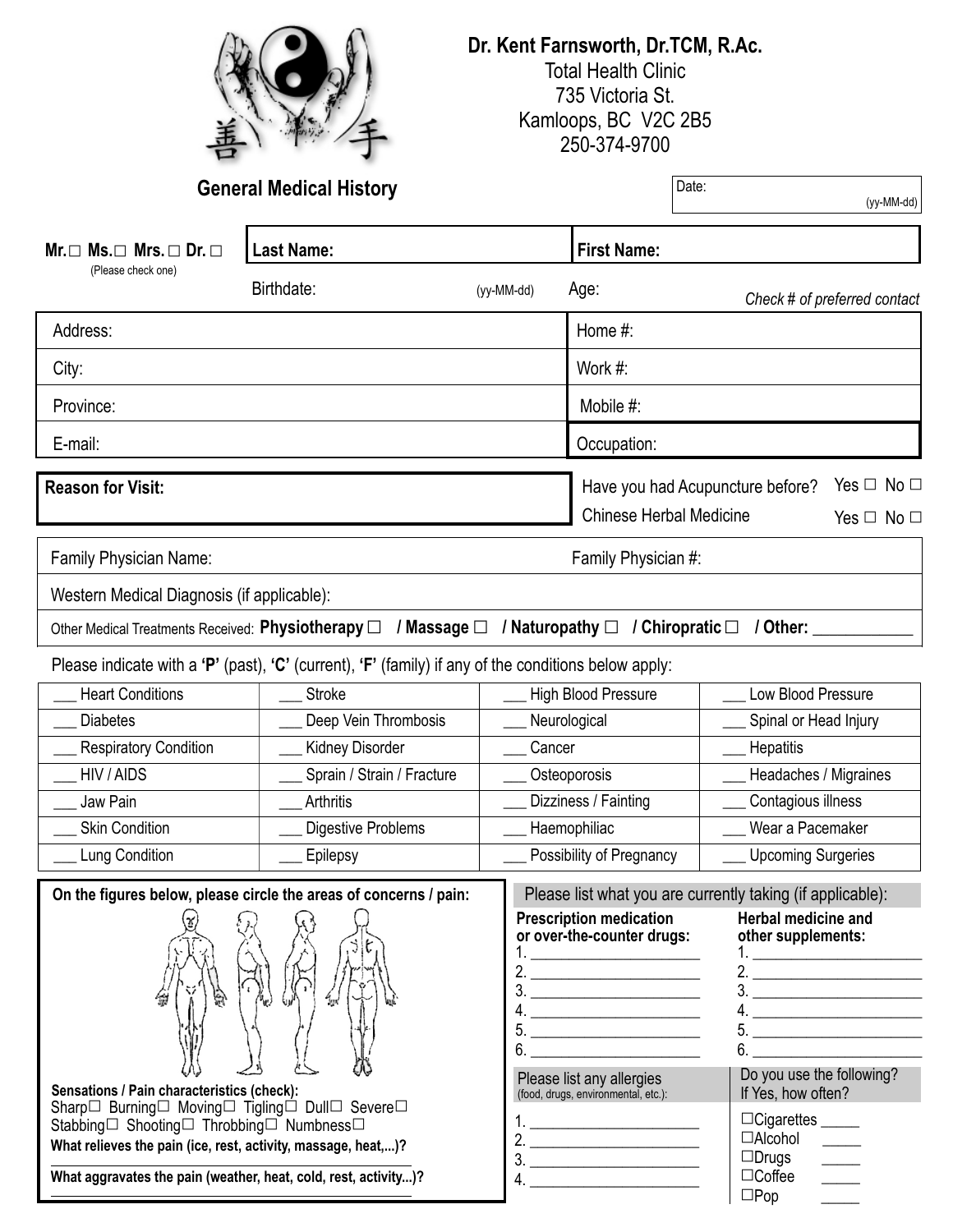Dr. Kent Farnsworth, Dr.TCM, R.Ac.
Total Health Clinic
735 Victoria St.
Kamloops, BC V2C 2B5
250-374-9700

## General Medical History

Date: (yy-MM-dd)

Mr.☐ Ms.☐ Mrs. ☐ Dr. ☐ (Please check one)

**Last Name:**

**First Name:**

Birthdate: (yy-MM-dd)

Age:

*Check # of preferred contact*

| | |
|---|---|
| Address: | Home #: |
| City: | Work #: |
| Province: | Mobile #: |
| E-mail: | Occupation: |

**Reason for Visit:**

Have you had Acupuncture before? Yes ☐ No ☐

Chinese Herbal Medicine Yes ☐ No ☐

Family Physician Name:

Family Physician #:

Western Medical Diagnosis (if applicable):

Other Medical Treatments Received: **Physiotherapy ☐ / Massage ☐ / Naturopathy ☐ / Chiropratic ☐ / Other: ____________**

Please indicate with a **'P'** (past), **'C'** (current), **'F'** (family) if any of the conditions below apply:

| | | | |
|---|---|---|---|
| ___ Heart Conditions | ___ Stroke | ___ High Blood Pressure | ___ Low Blood Pressure |
| ___ Diabetes | ___ Deep Vein Thrombosis | ___ Neurological | ___ Spinal or Head Injury |
| ___ Respiratory Condition | ___ Kidney Disorder | ___ Cancer | ___ Hepatitis |
| ___ HIV / AIDS | ___ Sprain / Strain / Fracture | ___ Osteoporosis | ___ Headaches / Migraines |
| ___ Jaw Pain | ___ Arthritis | ___ Dizziness / Fainting | ___ Contagious illness |
| ___ Skin Condition | ___ Digestive Problems | ___ Haemophiliac | ___ Wear a Pacemaker |
| ___ Lung Condition | ___ Epilepsy | ___ Possibility of Pregnancy | ___ Upcoming Surgeries |

**On the figures below, please circle the areas of concerns / pain:**

**Sensations / Pain characteristics (check):**
Sharp☐ Burning☐ Moving☐ Tigling☐ Dull☐ Severe☐
Stabbing☐ Shooting☐ Throbbing☐ Numbness☐

**What relieves the pain (ice, rest, activity, massage, heat,...)?**

____________________________________________

**What aggravates the pain (weather, heat, cold, rest, activity...)?**

____________________________________________

Please list what you are currently taking (if applicable):

| **Prescription medication or over-the-counter drugs:** | **Herbal medicine and other supplements:** |
|---|---|
| 1. ____________________ | 1. ____________________ |
| 2. ____________________ | 2. ____________________ |
| 3. ____________________ | 3. ____________________ |
| 4. ____________________ | 4. ____________________ |
| 5. ____________________ | 5. ____________________ |
| 6. ____________________ | 6. ____________________ |

Please list any allergies (food, drugs, environmental, etc.):

1. ____________________
2. ____________________
3. ____________________
4. ____________________

Do you use the following? If Yes, how often?

☐Cigarettes _____
☐Alcohol _____
☐Drugs _____
☐Coffee _____
☐Pop _____